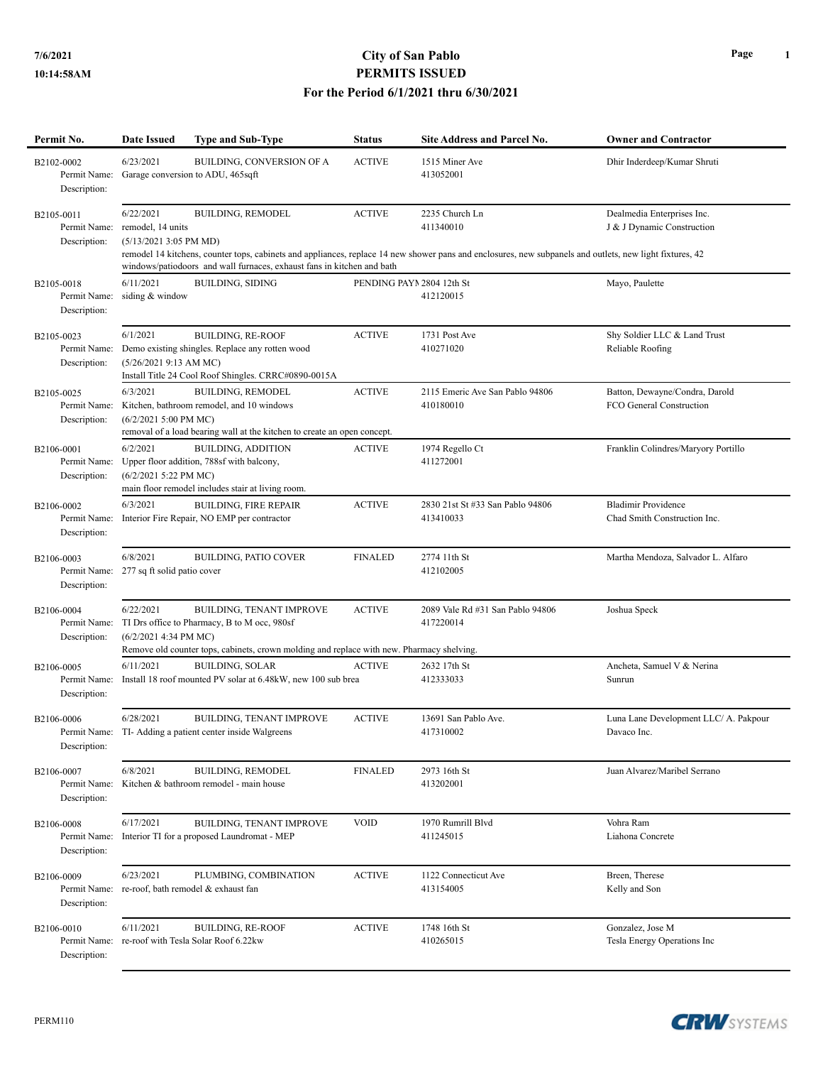# City of San Pablo
## PERMITS ISSUED
### For the Period 6/1/2021 thru 6/30/2021

7/6/2021
10:14:58AM

| Permit No. | Date Issued | Type and Sub-Type | Status | Site Address and Parcel No. | Owner and Contractor |
|---|---|---|---|---|---|
| B2102-0002 | 6/23/2021 | BUILDING, CONVERSION OF A | ACTIVE | 1515 Miner Ave<br>413052001 | Dhir Inderdeep/Kumar Shruti |
| Permit Name: Garage conversion to ADU, 465sqft<br>Description: | | | | | |
| B2105-0011 | 6/22/2021 | BUILDING, REMODEL | ACTIVE | 2235 Church Ln<br>411340010 | Dealmedia Enterprises Inc.<br>J & J Dynamic Construction |
| Permit Name: remodel, 14 units<br>Description: (5/13/2021 3:05 PM MD)<br>remodel 14 kitchens, counter tops, cabinets and appliances, replace 14 new shower pans and enclosures, new subpanels and outlets, new light fixtures, 42 windows/patiodoors and wall furnaces, exhaust fans in kitchen and bath | | | | | |
| B2105-0018 | 6/11/2021 | BUILDING, SIDING | PENDING PAYN | 2804 12th St<br>412120015 | Mayo, Paulette |
| Permit Name: siding & window<br>Description: | | | | | |
| B2105-0023 | 6/1/2021 | BUILDING, RE-ROOF | ACTIVE | 1731 Post Ave<br>410271020 | Shy Soldier LLC & Land Trust<br>Reliable Roofing |
| Permit Name: Demo existing shingles. Replace any rotten wood<br>Description: (5/26/2021 9:13 AM MC)<br>Install Title 24 Cool Roof Shingles. CRRC#0890-0015A | | | | | |
| B2105-0025 | 6/3/2021 | BUILDING, REMODEL | ACTIVE | 2115 Emeric Ave San Pablo 94806<br>410180010 | Batton, Dewayne/Condra, Darold<br>FCO General Construction |
| Permit Name: Kitchen, bathroom remodel, and 10 windows<br>Description: (6/2/2021 5:00 PM MC)<br>removal of a load bearing wall at the kitchen to create an open concept. | | | | | |
| B2106-0001 | 6/2/2021 | BUILDING, ADDITION | ACTIVE | 1974 Regello Ct<br>411272001 | Franklin Colindres/Maryory Portillo |
| Permit Name: Upper floor addition, 788sf with balcony,<br>Description: (6/2/2021 5:22 PM MC)<br>main floor remodel includes stair at living room. | | | | | |
| B2106-0002 | 6/3/2021 | BUILDING, FIRE REPAIR | ACTIVE | 2830 21st St #33 San Pablo 94806<br>413410033 | Bladimir Providence<br>Chad Smith Construction Inc. |
| Permit Name: Interior Fire Repair, NO EMP per contractor<br>Description: | | | | | |
| B2106-0003 | 6/8/2021 | BUILDING, PATIO COVER | FINALED | 2774 11th St<br>412102005 | Martha Mendoza, Salvador L. Alfaro |
| Permit Name: 277 sq ft solid patio cover<br>Description: | | | | | |
| B2106-0004 | 6/22/2021 | BUILDING, TENANT IMPROVE | ACTIVE | 2089 Vale Rd #31 San Pablo 94806<br>417220014 | Joshua Speck |
| Permit Name: TI Drs office to Pharmacy, B to M occ, 980sf<br>Description: (6/2/2021 4:34 PM MC)<br>Remove old counter tops, cabinets, crown molding and replace with new. Pharmacy shelving. | | | | | |
| B2106-0005 | 6/11/2021 | BUILDING, SOLAR | ACTIVE | 2632 17th St<br>412333033 | Ancheta, Samuel V & Nerina<br>Sunrun |
| Permit Name: Install 18 roof mounted PV solar at 6.48kW, new 100 sub brea<br>Description: | | | | | |
| B2106-0006 | 6/28/2021 | BUILDING, TENANT IMPROVE | ACTIVE | 13691 San Pablo Ave.<br>417310002 | Luna Lane Development LLC/ A. Pakpour<br>Davaco Inc. |
| Permit Name: TI- Adding a patient center inside Walgreens<br>Description: | | | | | |
| B2106-0007 | 6/8/2021 | BUILDING, REMODEL | FINALED | 2973 16th St<br>413202001 | Juan Alvarez/Maribel Serrano |
| Permit Name: Kitchen & bathroom remodel - main house<br>Description: | | | | | |
| B2106-0008 | 6/17/2021 | BUILDING, TENANT IMPROVE | VOID | 1970 Rumrill Blvd<br>411245015 | Vohra Ram<br>Liahona Concrete |
| Permit Name: Interior TI for a proposed Laundromat - MEP<br>Description: | | | | | |
| B2106-0009 | 6/23/2021 | PLUMBING, COMBINATION | ACTIVE | 1122 Connecticut Ave<br>413154005 | Breen, Therese<br>Kelly and Son |
| Permit Name: re-roof, bath remodel & exhaust fan<br>Description: | | | | | |
| B2106-0010 | 6/11/2021 | BUILDING, RE-ROOF | ACTIVE | 1748 16th St<br>410265015 | Gonzalez, Jose M<br>Tesla Energy Operations Inc |
| Permit Name: re-roof with Tesla Solar Roof 6.22kw<br>Description: | | | | | |

PERM110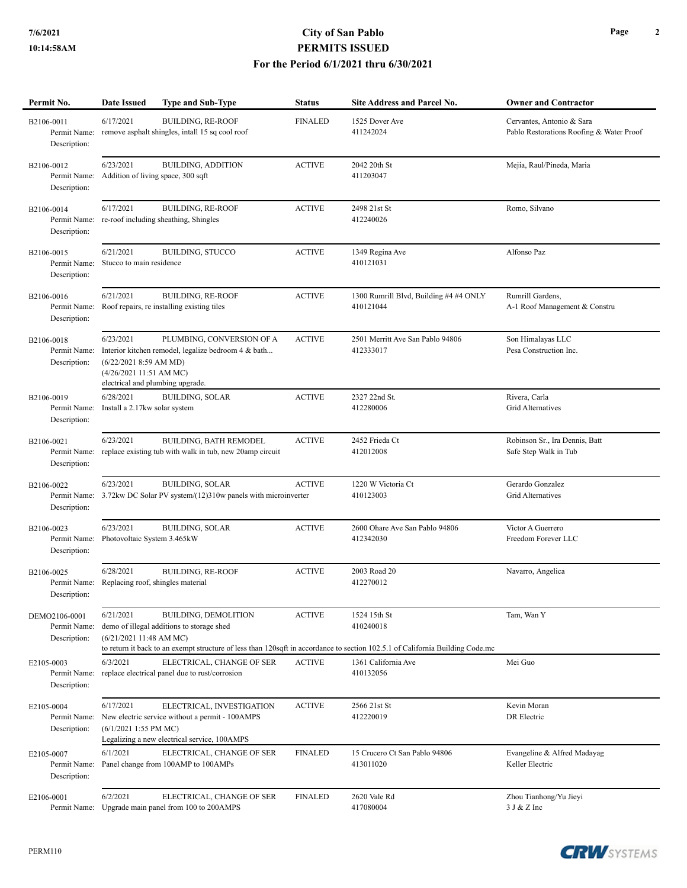# City of San Pablo
## PERMITS ISSUED
### For the Period 6/1/2021 thru 6/30/2021

| Permit No. | Date Issued | Type and Sub-Type | Status | Site Address and Parcel No. | Owner and Contractor |
|---|---|---|---|---|---|
| B2106-0011<br>Permit Name: remove asphalt shingles, intall 15 sq cool roof<br>Description: | 6/17/2021 | BUILDING, RE-ROOF | FINALED | 1525 Dover Ave<br>411242024 | Cervantes, Antonio & Sara<br>Pablo Restorations Roofing & Water Proof |
| B2106-0012<br>Permit Name: Addition of living space, 300 sqft<br>Description: | 6/23/2021 | BUILDING, ADDITION | ACTIVE | 2042 20th St<br>411203047 | Mejia, Raul/Pineda, Maria |
| B2106-0014<br>Permit Name: re-roof including sheathing, Shingles<br>Description: | 6/17/2021 | BUILDING, RE-ROOF | ACTIVE | 2498 21st St<br>412240026 | Romo, Silvano |
| B2106-0015<br>Permit Name: Stucco to main residence<br>Description: | 6/21/2021 | BUILDING, STUCCO | ACTIVE | 1349 Regina Ave<br>410121031 | Alfonso Paz |
| B2106-0016<br>Permit Name: Roof repairs, re installing existing tiles<br>Description: | 6/21/2021 | BUILDING, RE-ROOF | ACTIVE | 1300 Rumrill Blvd, Building #4 #4 ONLY<br>410121044 | Rumrill Gardens,<br>A-1 Roof Management & Constru |
| B2106-0018<br>Permit Name: Interior kitchen remodel, legalize bedroom 4 & bath...<br>Description: (6/22/2021 8:59 AM MD) (4/26/2021 11:51 AM MC) electrical and plumbing upgrade. | 6/23/2021 | PLUMBING, CONVERSION OF A | ACTIVE | 2501 Merritt Ave San Pablo 94806<br>412333017 | Son Himalayas LLC<br>Pesa Construction Inc. |
| B2106-0019<br>Permit Name: Install a 2.17kw solar system<br>Description: | 6/28/2021 | BUILDING, SOLAR | ACTIVE | 2327 22nd St.<br>412280006 | Rivera, Carla<br>Grid Alternatives |
| B2106-0021<br>Permit Name: replace existing tub with walk in tub, new 20amp circuit<br>Description: | 6/23/2021 | BUILDING, BATH REMODEL | ACTIVE | 2452 Frieda Ct<br>412012008 | Robinson Sr., Ira Dennis, Batt<br>Safe Step Walk in Tub |
| B2106-0022<br>Permit Name: 3.72kw DC Solar PV system/(12)310w panels with microinverter<br>Description: | 6/23/2021 | BUILDING, SOLAR | ACTIVE | 1220 W Victoria Ct<br>410123003 | Gerardo Gonzalez<br>Grid Alternatives |
| B2106-0023<br>Permit Name: Photovoltaic System 3.465kW<br>Description: | 6/23/2021 | BUILDING, SOLAR | ACTIVE | 2600 Ohare Ave San Pablo 94806<br>412342030 | Victor A Guerrero<br>Freedom Forever LLC |
| B2106-0025<br>Permit Name: Replacing roof, shingles material<br>Description: | 6/28/2021 | BUILDING, RE-ROOF | ACTIVE | 2003 Road 20<br>412270012 | Navarro, Angelica |
| DEMO2106-0001<br>Permit Name: demo of illegal additions to storage shed<br>Description: (6/21/2021 11:48 AM MC) to return it back to an exempt structure of less than 120sqft in accordance to section 102.5.1 of California Building Code.mc | 6/21/2021 | BUILDING, DEMOLITION | ACTIVE | 1524 15th St<br>410240018 | Tam, Wan Y |
| E2105-0003<br>Permit Name: replace electrical panel due to rust/corrosion<br>Description: | 6/3/2021 | ELECTRICAL, CHANGE OF SER | ACTIVE | 1361 California Ave<br>410132056 | Mei Guo |
| E2105-0004<br>Permit Name: New electric service without a permit - 100AMPS<br>Description: (6/1/2021 1:55 PM MC) Legalizing a new electrical service, 100AMPS | 6/17/2021 | ELECTRICAL, INVESTIGATION | ACTIVE | 2566 21st St<br>412220019 | Kevin Moran<br>DR Electric |
| E2105-0007<br>Permit Name: Panel change from 100AMP to 100AMPs<br>Description: | 6/1/2021 | ELECTRICAL, CHANGE OF SER | FINALED | 15 Crucero Ct San Pablo 94806<br>413011020 | Evangeline & Alfred Madayag<br>Keller Electric |
| E2106-0001<br>Permit Name: Upgrade main panel from 100 to 200AMPS | 6/2/2021 | ELECTRICAL, CHANGE OF SER | FINALED | 2620 Vale Rd<br>417080004 | Zhou Tianhong/Yu Jieyi<br>3 J & Z Inc |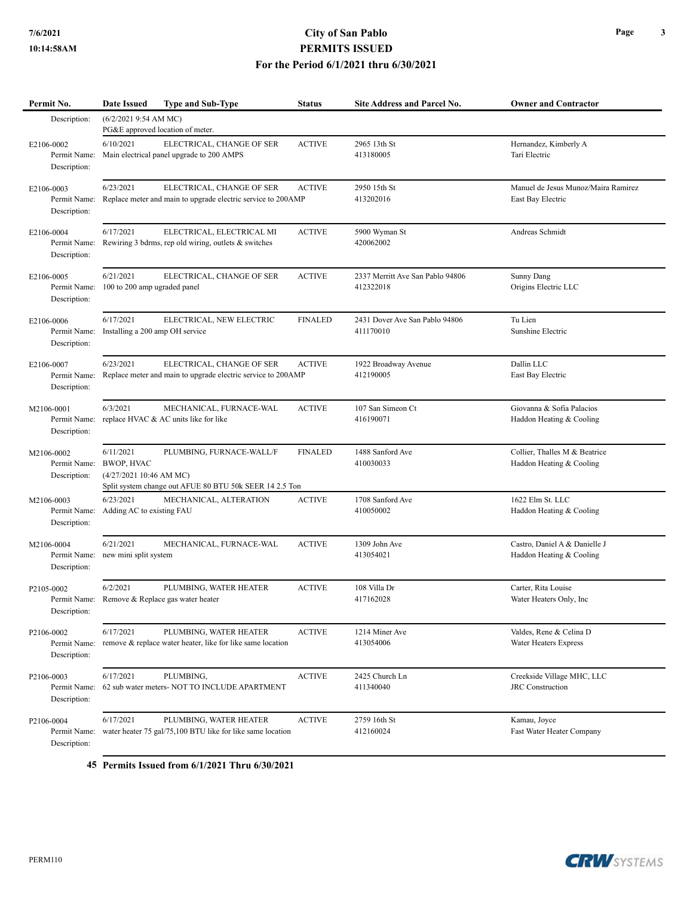# City of San Pablo
## PERMITS ISSUED
### For the Period 6/1/2021 thru 6/30/2021

| Permit No. | Date Issued | Type and Sub-Type | Status | Site Address and Parcel No. | Owner and Contractor |
|---|---|---|---|---|---|
| Description: | (6/2/2021 9:54 AM MC) PG&E approved location of meter. | | | | |
| E2106-0002 | 6/10/2021 | ELECTRICAL, CHANGE OF SER | ACTIVE | 2965 13th St | Hernandez, Kimberly A |
| Permit Name: | Main electrical panel upgrade to 200 AMPS | | | 413180005 | Tari Electric |
| Description: | | | | | |
| E2106-0003 | 6/23/2021 | ELECTRICAL, CHANGE OF SER | ACTIVE | 2950 15th St | Manuel de Jesus Munoz/Maira Ramirez |
| Permit Name: | Replace meter and main to upgrade electric service to 200AMP | | | 413202016 | East Bay Electric |
| Description: | | | | | |
| E2106-0004 | 6/17/2021 | ELECTRICAL, ELECTRICAL MI | ACTIVE | 5900 Wyman St | Andreas Schmidt |
| Permit Name: | Rewiring 3 bdrms, rep old wiring, outlets & switches | | | 420062002 | |
| Description: | | | | | |
| E2106-0005 | 6/21/2021 | ELECTRICAL, CHANGE OF SER | ACTIVE | 2337 Merritt Ave San Pablo 94806 | Sunny Dang |
| Permit Name: | 100 to 200 amp ugraded panel | | | 412322018 | Origins Electric LLC |
| Description: | | | | | |
| E2106-0006 | 6/17/2021 | ELECTRICAL, NEW ELECTRIC | FINALED | 2431 Dover Ave San Pablo 94806 | Tu Lien |
| Permit Name: | Installing a 200 amp OH service | | | 411170010 | Sunshine Electric |
| Description: | | | | | |
| E2106-0007 | 6/23/2021 | ELECTRICAL, CHANGE OF SER | ACTIVE | 1922 Broadway Avenue | Dallin LLC |
| Permit Name: | Replace meter and main to upgrade electric service to 200AMP | | | 412190005 | East Bay Electric |
| Description: | | | | | |
| M2106-0001 | 6/3/2021 | MECHANICAL, FURNACE-WAL | ACTIVE | 107 San Simeon Ct | Giovanna & Sofia Palacios |
| Permit Name: | replace HVAC & AC units like for like | | | 416190071 | Haddon Heating & Cooling |
| Description: | | | | | |
| M2106-0002 | 6/11/2021 | PLUMBING, FURNACE-WALL/F | FINALED | 1488 Sanford Ave | Collier, Thalles M & Beatrice |
| Permit Name: | BWOP, HVAC | | | 410030033 | Haddon Heating & Cooling |
| Description: | (4/27/2021 10:46 AM MC) Split system change out AFUE 80 BTU 50k SEER 14 2.5 Ton | | | | |
| M2106-0003 | 6/23/2021 | MECHANICAL, ALTERATION | ACTIVE | 1708 Sanford Ave | 1622 Elm St. LLC |
| Permit Name: | Adding AC to existing FAU | | | 410050002 | Haddon Heating & Cooling |
| Description: | | | | | |
| M2106-0004 | 6/21/2021 | MECHANICAL, FURNACE-WAL | ACTIVE | 1309 John Ave | Castro, Daniel A & Danielle J |
| Permit Name: | new mini split system | | | 413054021 | Haddon Heating & Cooling |
| Description: | | | | | |
| P2105-0002 | 6/2/2021 | PLUMBING, WATER HEATER | ACTIVE | 108 Villa Dr | Carter, Rita Louise |
| Permit Name: | Remove & Replace gas water heater | | | 417162028 | Water Heaters Only, Inc |
| Description: | | | | | |
| P2106-0002 | 6/17/2021 | PLUMBING, WATER HEATER | ACTIVE | 1214 Miner Ave | Valdes, Rene & Celina D |
| Permit Name: | remove & replace water heater, like for like same location | | | 413054006 | Water Heaters Express |
| Description: | | | | | |
| P2106-0003 | 6/17/2021 | PLUMBING, | ACTIVE | 2425 Church Ln | Creekside Village MHC, LLC |
| Permit Name: | 62 sub water meters- NOT TO INCLUDE APARTMENT | | | 411340040 | JRC Construction |
| Description: | | | | | |
| P2106-0004 | 6/17/2021 | PLUMBING, WATER HEATER | ACTIVE | 2759 16th St | Kamau, Joyce |
| Permit Name: | water heater 75 gal/75,100 BTU like for like same location | | | 412160024 | Fast Water Heater Company |
| Description: | | | | | |

**45 Permits Issued from 6/1/2021 Thru 6/30/2021**